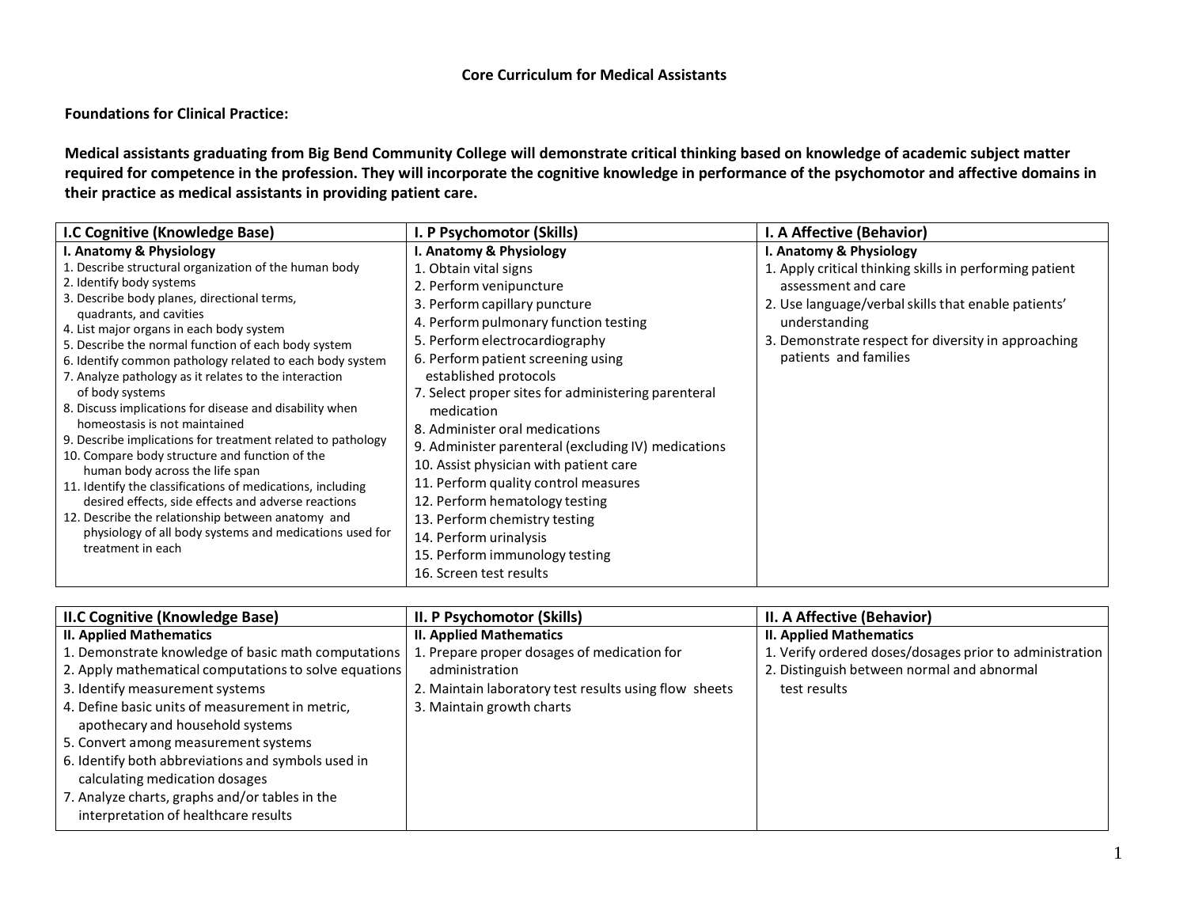# Core Curriculum for Medical Assistants

**Foundations for Clinical Practice:**

**Medical assistants graduating from Big Bend Community College will demonstrate critical thinking based on knowledge of academic subject matter required for competence in the profession. They will incorporate the cognitive knowledge in performance of the psychomotor and affective domains in their practice as medical assistants in providing patient care.**

| I.C Cognitive (Knowledge Base) | I. P Psychomotor (Skills) | I. A Affective (Behavior) |
|---|---|---|
| **I. Anatomy & Physiology**<br>1. Describe structural organization of the human body<br>2. Identify body systems<br>3. Describe body planes, directional terms, quadrants, and cavities<br>4. List major organs in each body system<br>5. Describe the normal function of each body system<br>6. Identify common pathology related to each body system<br>7. Analyze pathology as it relates to the interaction of body systems<br>8. Discuss implications for disease and disability when homeostasis is not maintained<br>9. Describe implications for treatment related to pathology<br>10. Compare body structure and function of the human body across the life span<br>11. Identify the classifications of medications, including desired effects, side effects and adverse reactions<br>12. Describe the relationship between anatomy and physiology of all body systems and medications used for treatment in each | **I. Anatomy & Physiology**<br>1. Obtain vital signs<br>2. Perform venipuncture<br>3. Perform capillary puncture<br>4. Perform pulmonary function testing<br>5. Perform electrocardiography<br>6. Perform patient screening using established protocols<br>7. Select proper sites for administering parenteral medication<br>8. Administer oral medications<br>9. Administer parenteral (excluding IV) medications<br>10. Assist physician with patient care<br>11. Perform quality control measures<br>12. Perform hematology testing<br>13. Perform chemistry testing<br>14. Perform urinalysis<br>15. Perform immunology testing<br>16. Screen test results | **I. Anatomy & Physiology**<br>1. Apply critical thinking skills in performing patient assessment and care<br>2. Use language/verbal skills that enable patients' understanding<br>3. Demonstrate respect for diversity in approaching patients and families |

| II.C Cognitive (Knowledge Base) | II. P Psychomotor (Skills) | II. A Affective (Behavior) |
|---|---|---|
| **II. Applied Mathematics**<br>1. Demonstrate knowledge of basic math computations<br>2. Apply mathematical computations to solve equations<br>3. Identify measurement systems<br>4. Define basic units of measurement in metric, apothecary and household systems<br>5. Convert among measurement systems<br>6. Identify both abbreviations and symbols used in calculating medication dosages<br>7. Analyze charts, graphs and/or tables in the interpretation of healthcare results | **II. Applied Mathematics**<br>1. Prepare proper dosages of medication for administration<br>2. Maintain laboratory test results using flow sheets<br>3. Maintain growth charts | **II. Applied Mathematics**<br>1. Verify ordered doses/dosages prior to administration<br>2. Distinguish between normal and abnormal test results |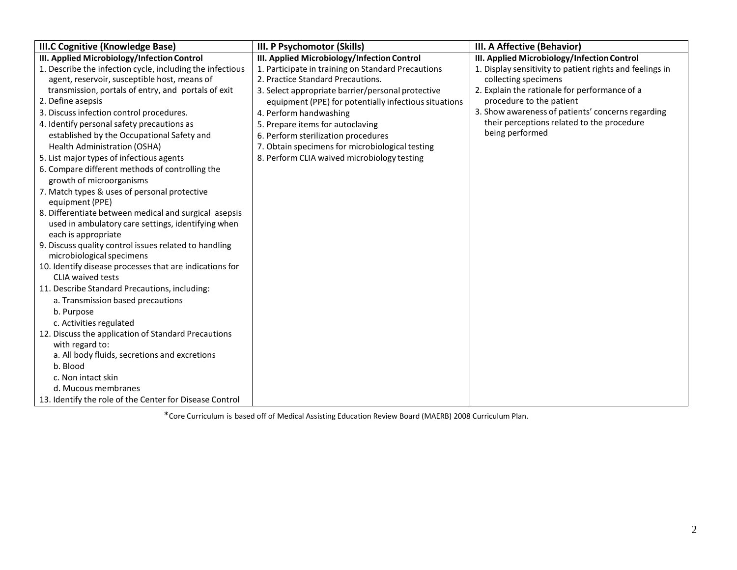| III.C Cognitive (Knowledge Base) | III. P Psychomotor (Skills) | III. A Affective (Behavior) |
|---|---|---|
| **III. Applied Microbiology/Infection Control**<br>1. Describe the infection cycle, including the infectious agent, reservoir, susceptible host, means of transmission, portals of entry, and portals of exit<br>2. Define asepsis<br>3. Discuss infection control procedures.<br>4. Identify personal safety precautions as established by the Occupational Safety and Health Administration (OSHA)<br>5. List major types of infectious agents<br>6. Compare different methods of controlling the growth of microorganisms<br>7. Match types & uses of personal protective equipment (PPE)<br>8. Differentiate between medical and surgical asepsis used in ambulatory care settings, identifying when each is appropriate<br>9. Discuss quality control issues related to handling microbiological specimens<br>10. Identify disease processes that are indications for CLIA waived tests<br>11. Describe Standard Precautions, including:<br>a. Transmission based precautions<br>b. Purpose<br>c. Activities regulated<br>12. Discuss the application of Standard Precautions with regard to:<br>a. All body fluids, secretions and excretions<br>b. Blood<br>c. Non intact skin<br>d. Mucous membranes<br>13. Identify the role of the Center for Disease Control | **III. Applied Microbiology/Infection Control**<br>1. Participate in training on Standard Precautions<br>2. Practice Standard Precautions.<br>3. Select appropriate barrier/personal protective equipment (PPE) for potentially infectious situations<br>4. Perform handwashing<br>5. Prepare items for autoclaving<br>6. Perform sterilization procedures<br>7. Obtain specimens for microbiological testing<br>8. Perform CLIA waived microbiology testing | **III. Applied Microbiology/Infection Control**<br>1. Display sensitivity to patient rights and feelings in collecting specimens<br>2. Explain the rationale for performance of a procedure to the patient<br>3. Show awareness of patients' concerns regarding their perceptions related to the procedure being performed |

*Core Curriculum is based off of Medical Assisting Education Review Board (MAERB) 2008 Curriculum Plan.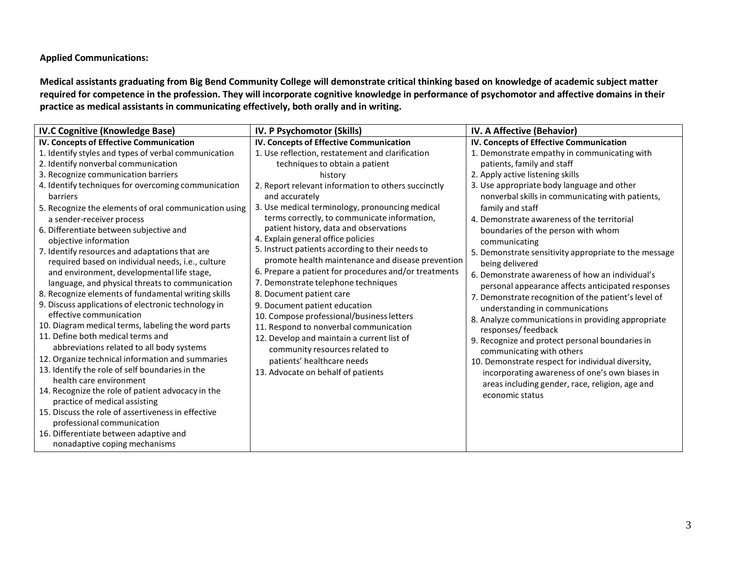**Applied Communications:**

**Medical assistants graduating from Big Bend Community College will demonstrate critical thinking based on knowledge of academic subject matter required for competence in the profession. They will incorporate cognitive knowledge in performance of psychomotor and affective domains in their practice as medical assistants in communicating effectively, both orally and in writing.**

| IV.C Cognitive (Knowledge Base) | IV. P Psychomotor (Skills) | IV. A Affective (Behavior) |
| --- | --- | --- |
| **IV. Concepts of Effective Communication**<br>1. Identify styles and types of verbal communication<br>2. Identify nonverbal communication<br>3. Recognize communication barriers<br>4. Identify techniques for overcoming communication barriers<br>5. Recognize the elements of oral communication using a sender-receiver process<br>6. Differentiate between subjective and objective information<br>7. Identify resources and adaptations that are required based on individual needs, i.e., culture and environment, developmental life stage, language, and physical threats to communication<br>8. Recognize elements of fundamental writing skills<br>9. Discuss applications of electronic technology in effective communication<br>10. Diagram medical terms, labeling the word parts<br>11. Define both medical terms and abbreviations related to all body systems<br>12. Organize technical information and summaries<br>13. Identify the role of self boundaries in the health care environment<br>14. Recognize the role of patient advocacy in the practice of medical assisting<br>15. Discuss the role of assertiveness in effective professional communication<br>16. Differentiate between adaptive and nonadaptive coping mechanisms | **IV. Concepts of Effective Communication**<br>1. Use reflection, restatement and clarification techniques to obtain a patient history<br>2. Report relevant information to others succinctly and accurately<br>3. Use medical terminology, pronouncing medical terms correctly, to communicate information, patient history, data and observations<br>4. Explain general office policies<br>5. Instruct patients according to their needs to promote health maintenance and disease prevention<br>6. Prepare a patient for procedures and/or treatments<br>7. Demonstrate telephone techniques<br>8. Document patient care<br>9. Document patient education<br>10. Compose professional/business letters<br>11. Respond to nonverbal communication<br>12. Develop and maintain a current list of community resources related to patients' healthcare needs<br>13. Advocate on behalf of patients | **IV. Concepts of Effective Communication**<br>1. Demonstrate empathy in communicating with patients, family and staff<br>2. Apply active listening skills<br>3. Use appropriate body language and other nonverbal skills in communicating with patients, family and staff<br>4. Demonstrate awareness of the territorial boundaries of the person with whom communicating<br>5. Demonstrate sensitivity appropriate to the message being delivered<br>6. Demonstrate awareness of how an individual's personal appearance affects anticipated responses<br>7. Demonstrate recognition of the patient's level of understanding in communications<br>8. Analyze communications in providing appropriate responses/ feedback<br>9. Recognize and protect personal boundaries in communicating with others<br>10. Demonstrate respect for individual diversity, incorporating awareness of one's own biases in areas including gender, race, religion, age and economic status |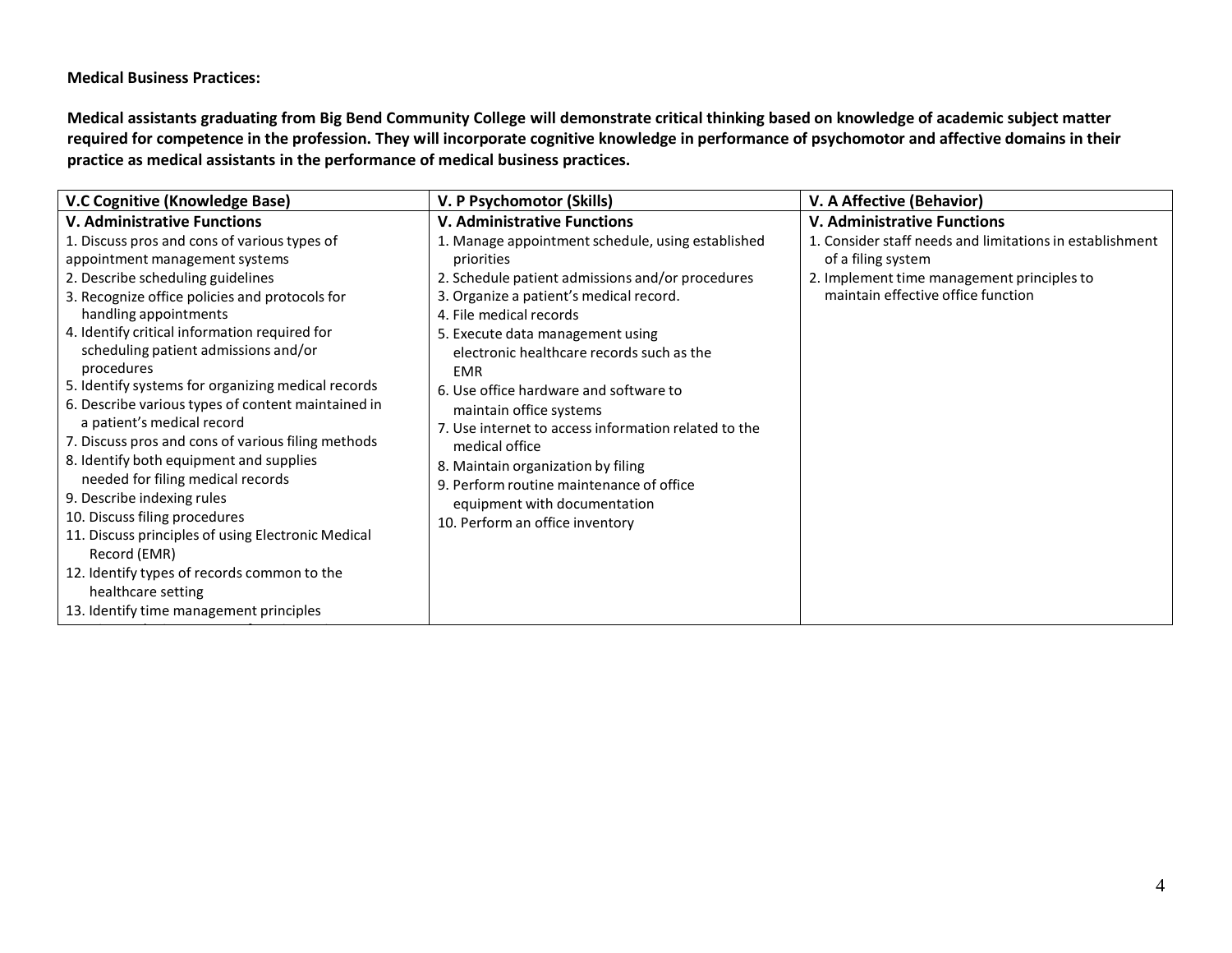**Medical Business Practices:**

**Medical assistants graduating from Big Bend Community College will demonstrate critical thinking based on knowledge of academic subject matter required for competence in the profession. They will incorporate cognitive knowledge in performance of psychomotor and affective domains in their practice as medical assistants in the performance of medical business practices.**

| V.C Cognitive (Knowledge Base) | V. P Psychomotor (Skills) | V. A Affective (Behavior) |
|---|---|---|
| **V. Administrative Functions**<br>1. Discuss pros and cons of various types of appointment management systems<br>2. Describe scheduling guidelines<br>3. Recognize office policies and protocols for handling appointments<br>4. Identify critical information required for scheduling patient admissions and/or procedures<br>5. Identify systems for organizing medical records<br>6. Describe various types of content maintained in a patient's medical record<br>7. Discuss pros and cons of various filing methods<br>8. Identify both equipment and supplies needed for filing medical records<br>9. Describe indexing rules<br>10. Discuss filing procedures<br>11. Discuss principles of using Electronic Medical Record (EMR)<br>12. Identify types of records common to the healthcare setting<br>13. Identify time management principles | **V. Administrative Functions**<br>1. Manage appointment schedule, using established priorities<br>2. Schedule patient admissions and/or procedures<br>3. Organize a patient's medical record.<br>4. File medical records<br>5. Execute data management using electronic healthcare records such as the EMR<br>6. Use office hardware and software to maintain office systems<br>7. Use internet to access information related to the medical office<br>8. Maintain organization by filing<br>9. Perform routine maintenance of office equipment with documentation<br>10. Perform an office inventory | **V. Administrative Functions**<br>1. Consider staff needs and limitations in establishment of a filing system<br>2. Implement time management principles to maintain effective office function |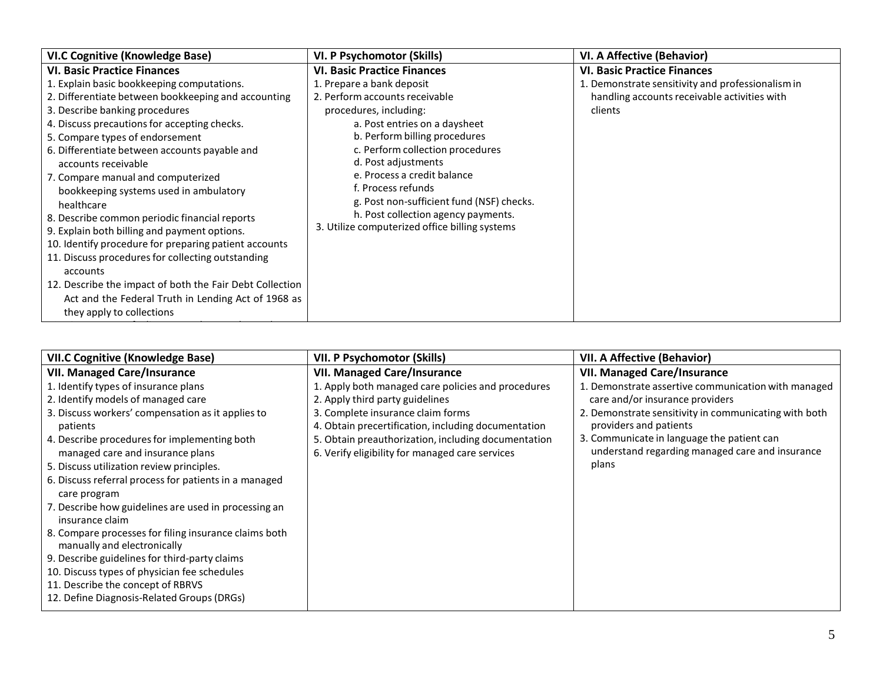| VI.C Cognitive (Knowledge Base) | VI. P Psychomotor (Skills) | VI. A Affective (Behavior) |
|---|---|---|
| **VI. Basic Practice Finances**<br>1. Explain basic bookkeeping computations.<br>2. Differentiate between bookkeeping and accounting<br>3. Describe banking procedures<br>4. Discuss precautions for accepting checks.<br>5. Compare types of endorsement<br>6. Differentiate between accounts payable and accounts receivable<br>7. Compare manual and computerized bookkeeping systems used in ambulatory healthcare<br>8. Describe common periodic financial reports<br>9. Explain both billing and payment options.<br>10. Identify procedure for preparing patient accounts<br>11. Discuss procedures for collecting outstanding accounts<br>12. Describe the impact of both the Fair Debt Collection Act and the Federal Truth in Lending Act of 1968 as they apply to collections | **VI. Basic Practice Finances**<br>1. Prepare a bank deposit<br>2. Perform accounts receivable procedures, including:<br>a. Post entries on a daysheet<br>b. Perform billing procedures<br>c. Perform collection procedures<br>d. Post adjustments<br>e. Process a credit balance<br>f. Process refunds<br>g. Post non-sufficient fund (NSF) checks.<br>h. Post collection agency payments.<br>3. Utilize computerized office billing systems | **VI. Basic Practice Finances**<br>1. Demonstrate sensitivity and professionalism in handling accounts receivable activities with clients |

| VII.C Cognitive (Knowledge Base) | VII. P Psychomotor (Skills) | VII. A Affective (Behavior) |
|---|---|---|
| **VII. Managed Care/Insurance**<br>1. Identify types of insurance plans<br>2. Identify models of managed care<br>3. Discuss workers' compensation as it applies to patients<br>4. Describe procedures for implementing both managed care and insurance plans<br>5. Discuss utilization review principles.<br>6. Discuss referral process for patients in a managed care program<br>7. Describe how guidelines are used in processing an insurance claim<br>8. Compare processes for filing insurance claims both manually and electronically<br>9. Describe guidelines for third-party claims<br>10. Discuss types of physician fee schedules<br>11. Describe the concept of RBRVS<br>12. Define Diagnosis-Related Groups (DRGs) | **VII. Managed Care/Insurance**<br>1. Apply both managed care policies and procedures<br>2. Apply third party guidelines<br>3. Complete insurance claim forms<br>4. Obtain precertification, including documentation<br>5. Obtain preauthorization, including documentation<br>6. Verify eligibility for managed care services | **VII. Managed Care/Insurance**<br>1. Demonstrate assertive communication with managed care and/or insurance providers<br>2. Demonstrate sensitivity in communicating with both providers and patients<br>3. Communicate in language the patient can understand regarding managed care and insurance plans |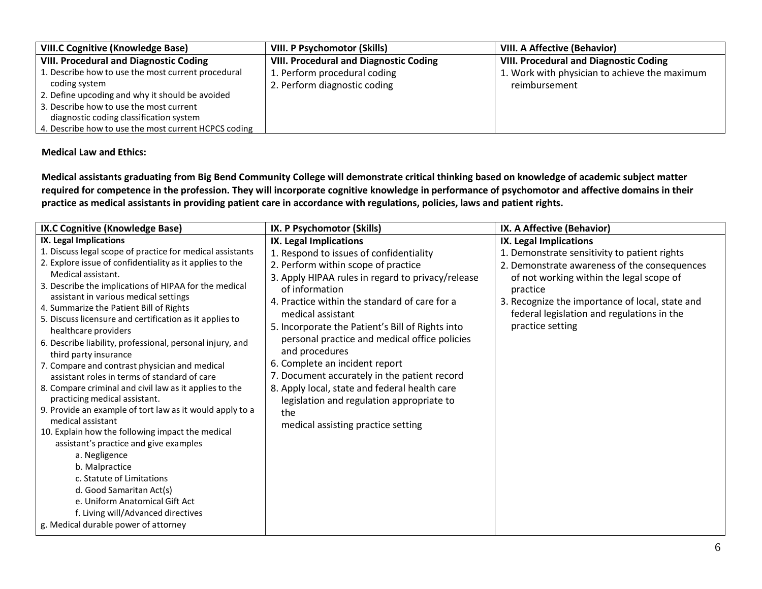| VIII.C Cognitive (Knowledge Base) | VIII. P Psychomotor (Skills) | VIII. A Affective (Behavior) |
|---|---|---|
| **VIII. Procedural and Diagnostic Coding**<br>1. Describe how to use the most current procedural coding system<br>2. Define upcoding and why it should be avoided<br>3. Describe how to use the most current diagnostic coding classification system<br>4. Describe how to use the most current HCPCS coding | **VIII. Procedural and Diagnostic Coding**<br>1. Perform procedural coding<br>2. Perform diagnostic coding | **VIII. Procedural and Diagnostic Coding**<br>1. Work with physician to achieve the maximum reimbursement |

**Medical Law and Ethics:**

**Medical assistants graduating from Big Bend Community College will demonstrate critical thinking based on knowledge of academic subject matter required for competence in the profession. They will incorporate cognitive knowledge in performance of psychomotor and affective domains in their practice as medical assistants in providing patient care in accordance with regulations, policies, laws and patient rights.**

| IX.C Cognitive (Knowledge Base) | IX. P Psychomotor (Skills) | IX. A Affective (Behavior) |
|---|---|---|
| **IX. Legal Implications**<br>1. Discuss legal scope of practice for medical assistants<br>2. Explore issue of confidentiality as it applies to the Medical assistant.<br>3. Describe the implications of HIPAA for the medical assistant in various medical settings<br>4. Summarize the Patient Bill of Rights<br>5. Discuss licensure and certification as it applies to healthcare providers<br>6. Describe liability, professional, personal injury, and third party insurance<br>7. Compare and contrast physician and medical assistant roles in terms of standard of care<br>8. Compare criminal and civil law as it applies to the practicing medical assistant.<br>9. Provide an example of tort law as it would apply to a medical assistant<br>10. Explain how the following impact the medical assistant's practice and give examples<br>a. Negligence<br>b. Malpractice<br>c. Statute of Limitations<br>d. Good Samaritan Act(s)<br>e. Uniform Anatomical Gift Act<br>f. Living will/Advanced directives<br>g. Medical durable power of attorney | **IX. Legal Implications**<br>1. Respond to issues of confidentiality<br>2. Perform within scope of practice<br>3. Apply HIPAA rules in regard to privacy/release of information<br>4. Practice within the standard of care for a medical assistant<br>5. Incorporate the Patient's Bill of Rights into personal practice and medical office policies and procedures<br>6. Complete an incident report<br>7. Document accurately in the patient record<br>8. Apply local, state and federal health care legislation and regulation appropriate to the medical assisting practice setting | **IX. Legal Implications**<br>1. Demonstrate sensitivity to patient rights<br>2. Demonstrate awareness of the consequences of not working within the legal scope of practice<br>3. Recognize the importance of local, state and federal legislation and regulations in the practice setting |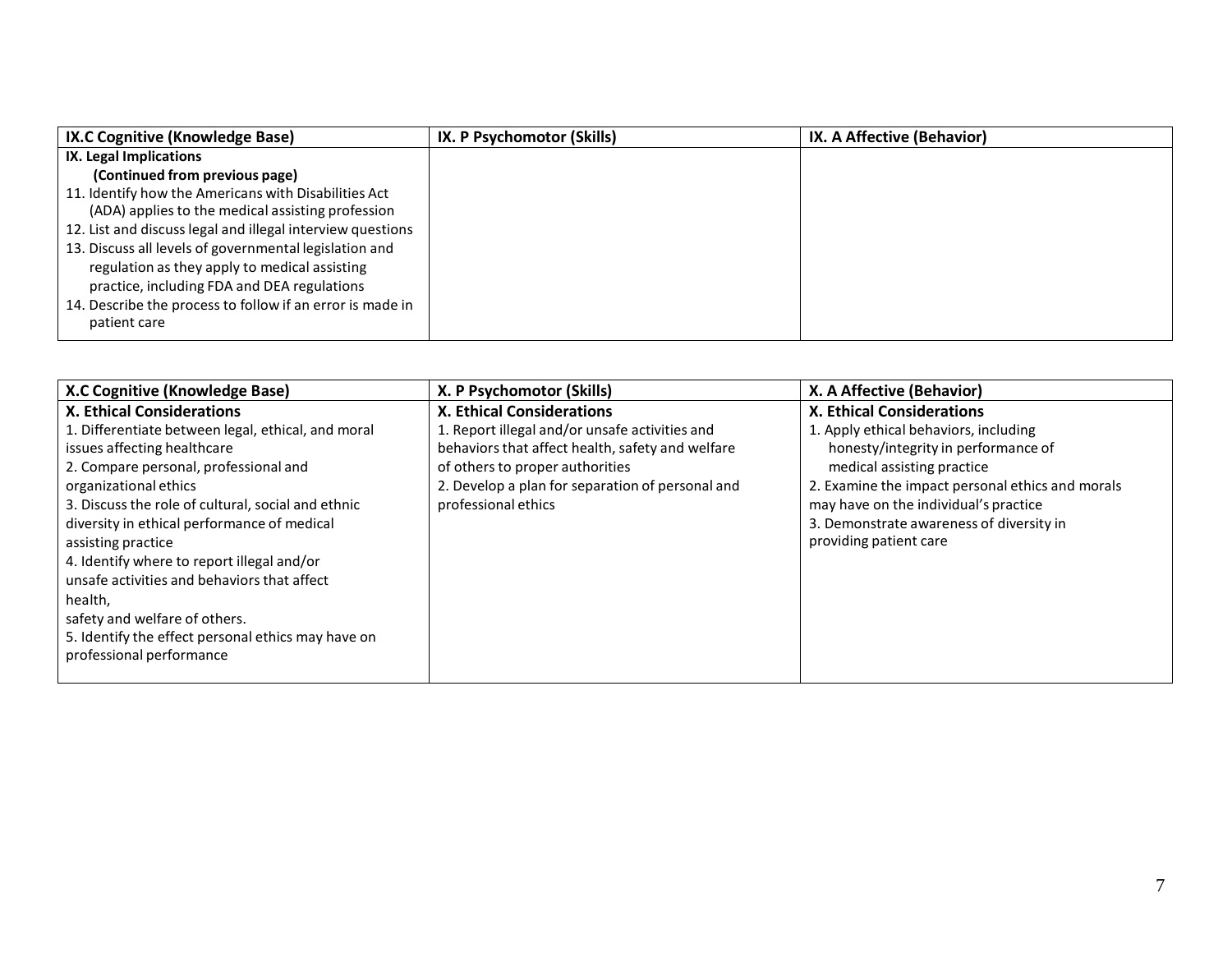| IX.C Cognitive (Knowledge Base) | IX. P Psychomotor (Skills) | IX. A Affective (Behavior) |
| --- | --- | --- |
| **IX. Legal Implications**<br>**(Continued from previous page)**<br>11. Identify how the Americans with Disabilities Act (ADA) applies to the medical assisting profession<br>12. List and discuss legal and illegal interview questions<br>13. Discuss all levels of governmental legislation and regulation as they apply to medical assisting practice, including FDA and DEA regulations<br>14. Describe the process to follow if an error is made in patient care | | |

| X.C Cognitive (Knowledge Base) | X. P Psychomotor (Skills) | X. A Affective (Behavior) |
| --- | --- | --- |
| **X. Ethical Considerations**<br>1. Differentiate between legal, ethical, and moral issues affecting healthcare<br>2. Compare personal, professional and organizational ethics<br>3. Discuss the role of cultural, social and ethnic diversity in ethical performance of medical assisting practice<br>4. Identify where to report illegal and/or unsafe activities and behaviors that affect health, safety and welfare of others.<br>5. Identify the effect personal ethics may have on professional performance | **X. Ethical Considerations**<br>1. Report illegal and/or unsafe activities and behaviors that affect health, safety and welfare of others to proper authorities<br>2. Develop a plan for separation of personal and professional ethics | **X. Ethical Considerations**<br>1. Apply ethical behaviors, including honesty/integrity in performance of medical assisting practice<br>2. Examine the impact personal ethics and morals may have on the individual's practice<br>3. Demonstrate awareness of diversity in providing patient care |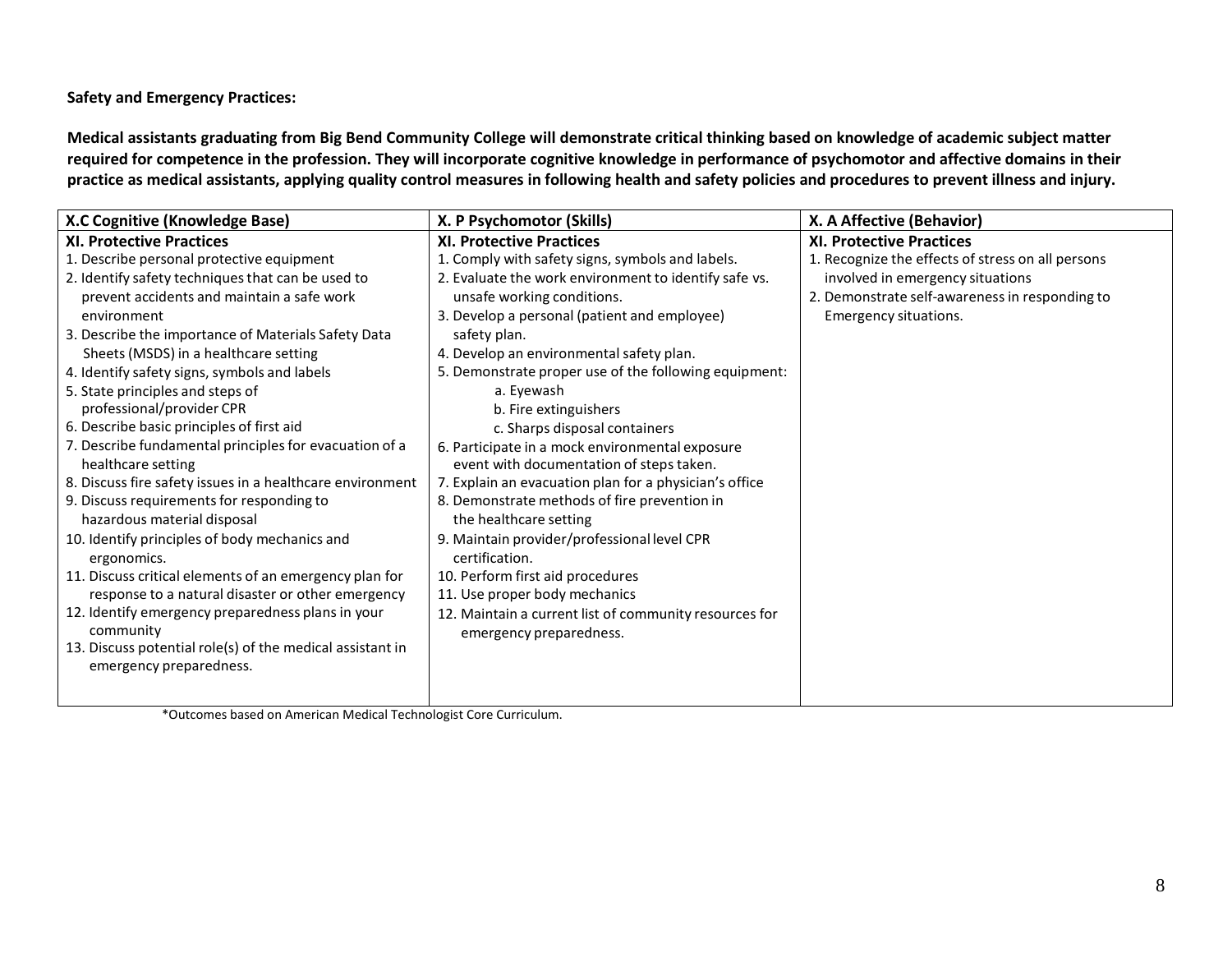**Safety and Emergency Practices:**

**Medical assistants graduating from Big Bend Community College will demonstrate critical thinking based on knowledge of academic subject matter required for competence in the profession. They will incorporate cognitive knowledge in performance of psychomotor and affective domains in their practice as medical assistants, applying quality control measures in following health and safety policies and procedures to prevent illness and injury.**

| X.C Cognitive (Knowledge Base) | X. P Psychomotor (Skills) | X. A Affective (Behavior) |
|---|---|---|
| **XI. Protective Practices**<br>1. Describe personal protective equipment<br>2. Identify safety techniques that can be used to prevent accidents and maintain a safe work environment<br>3. Describe the importance of Materials Safety Data Sheets (MSDS) in a healthcare setting<br>4. Identify safety signs, symbols and labels<br>5. State principles and steps of professional/provider CPR<br>6. Describe basic principles of first aid<br>7. Describe fundamental principles for evacuation of a healthcare setting<br>8. Discuss fire safety issues in a healthcare environment<br>9. Discuss requirements for responding to hazardous material disposal<br>10. Identify principles of body mechanics and ergonomics.<br>11. Discuss critical elements of an emergency plan for response to a natural disaster or other emergency<br>12. Identify emergency preparedness plans in your community<br>13. Discuss potential role(s) of the medical assistant in emergency preparedness. | **XI. Protective Practices**<br>1. Comply with safety signs, symbols and labels.<br>2. Evaluate the work environment to identify safe vs. unsafe working conditions.<br>3. Develop a personal (patient and employee) safety plan.<br>4. Develop an environmental safety plan.<br>5. Demonstrate proper use of the following equipment:<br>a. Eyewash<br>b. Fire extinguishers<br>c. Sharps disposal containers<br>6. Participate in a mock environmental exposure event with documentation of steps taken.<br>7. Explain an evacuation plan for a physician's office<br>8. Demonstrate methods of fire prevention in the healthcare setting<br>9. Maintain provider/professional level CPR certification.<br>10. Perform first aid procedures<br>11. Use proper body mechanics<br>12. Maintain a current list of community resources for emergency preparedness. | **XI. Protective Practices**<br>1. Recognize the effects of stress on all persons involved in emergency situations<br>2. Demonstrate self-awareness in responding to Emergency situations. |

*Outcomes based on American Medical Technologist Core Curriculum.